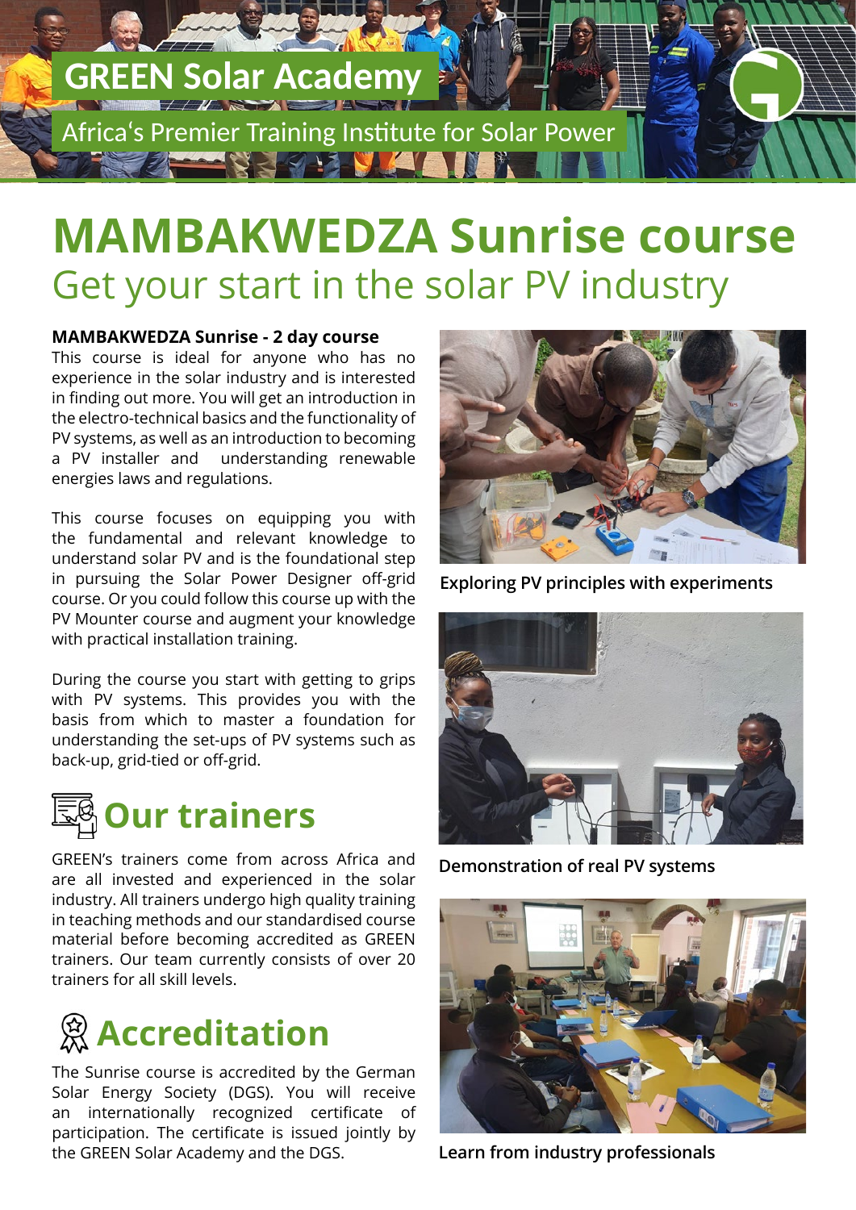# GREEN Solar Academy

Africa's Premier Training Institute for Solar Power

# MAMBAKWEDZA Sunrise course

## Get your start in the solar PV industry

**MAMBAKWEDZA Sunrise - 2 day course**

This course is ideal for anyone who has no experience in the solar industry and is interested in finding out more. You will get an introduction in the electro-technical basics and the functionality of PV systems, as well as an introduction to becoming a PV installer and understanding renewable energies laws and regulations.

This course focuses on equipping you with the fundamental and relevant knowledge to understand solar PV and is the foundational step in pursuing the Solar Power Designer off-grid course. Or you could follow this course up with the PV Mounter course and augment your knowledge with practical installation training.

During the course you start with getting to grips with PV systems. This provides you with the basis from which to master a foundation for understanding the set-ups of PV systems such as back-up, grid-tied or off-grid.

## Our trainers

GREEN's trainers come from across Africa and are all invested and experienced in the solar industry. All trainers undergo high quality training in teaching methods and our standardised course material before becoming accredited as GREEN trainers. Our team currently consists of over 20 trainers for all skill levels.

## Accreditation

The Sunrise course is accredited by the German Solar Energy Society (DGS). You will receive an internationally recognized certificate of participation. The certificate is issued jointly by the GREEN Solar Academy and the DGS.

Exploring PV principles with experiments

Demonstration of real PV systems

Learn from industry professionals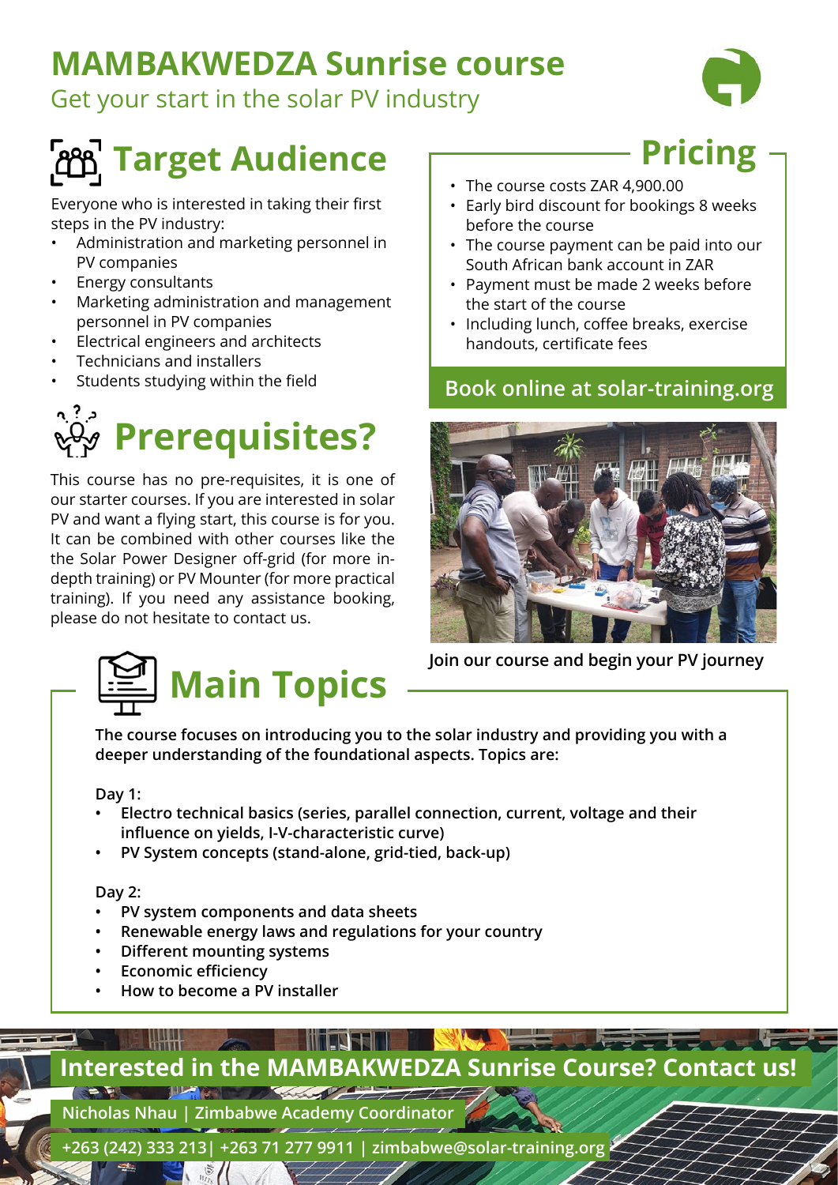# MAMBAKWEDZA Sunrise course

Get your start in the solar PV industry

## Target Audience

Everyone who is interested in taking their first steps in the PV industry:

- Administration and marketing personnel in PV companies
- Energy consultants
- Marketing administration and management personnel in PV companies
- Electrical engineers and architects
- Technicians and installers
- Students studying within the field

## Prerequisites?

This course has no pre-requisites, it is one of our starter courses. If you are interested in solar PV and want a flying start, this course is for you. It can be combined with other courses like the the Solar Power Designer off-grid (for more in-depth training) or PV Mounter (for more practical training). If you need any assistance booking, please do not hesitate to contact us.

## Pricing

- The course costs ZAR 4,900.00
- Early bird discount for bookings 8 weeks before the course
- The course payment can be paid into our South African bank account in ZAR
- Payment must be made 2 weeks before the start of the course
- Including lunch, coffee breaks, exercise handouts, certificate fees

**Book online at solar-training.org**

**Join our course and begin your PV journey**

## Main Topics

**The course focuses on introducing you to the solar industry and providing you with a deeper understanding of the foundational aspects. Topics are:**

**Day 1:**

- **Electro technical basics (series, parallel connection, current, voltage and their influence on yields, I-V-characteristic curve)**
- **PV System concepts (stand-alone, grid-tied, back-up)**

**Day 2:**

- **PV system components and data sheets**
- **Renewable energy laws and regulations for your country**
- **Different mounting systems**
- **Economic efficiency**
- **How to become a PV installer**

## Interested in the MAMBAKWEDZA Sunrise Course? Contact us!

**Nicholas Nhau | Zimbabwe Academy Coordinator**

**+263 (242) 333 213| +263 71 277 9911 | zimbabwe@solar-training.org**